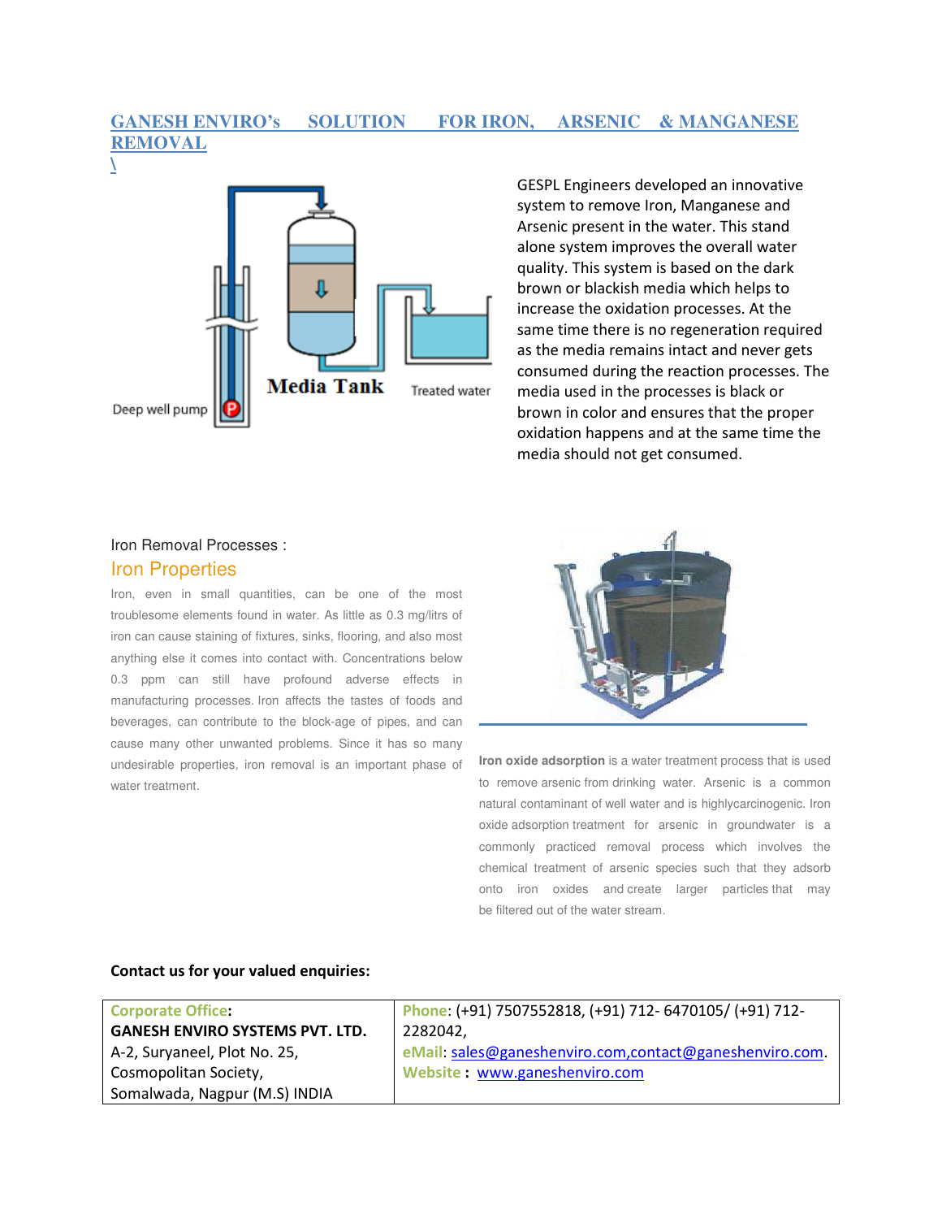# GANESH ENVIRO's SOLUTION FOR IRON, ARSENIC & MANGANESE REMOVAL

\

GESPL Engineers developed an innovative system to remove Iron, Manganese and Arsenic present in the water. This stand alone system improves the overall water quality. This system is based on the dark brown or blackish media which helps to increase the oxidation processes. At the same time there is no regeneration required as the media remains intact and never gets consumed during the reaction processes. The media used in the processes is black or brown in color and ensures that the proper oxidation happens and at the same time the media should not get consumed.

Iron Removal Processes :

## Iron Properties

Iron, even in small quantities, can be one of the most troublesome elements found in water. As little as 0.3 mg/litrs of iron can cause staining of fixtures, sinks, flooring, and also most anything else it comes into contact with. Concentrations below 0.3 ppm can still have profound adverse effects in manufacturing processes. Iron affects the tastes of foods and beverages, can contribute to the block-age of pipes, and can cause many other unwanted problems. Since it has so many undesirable properties, iron removal is an important phase of water treatment.

**Iron oxide adsorption** is a water treatment process that is used to remove arsenic from drinking water. Arsenic is a common natural contaminant of well water and is highlycarcinogenic. Iron oxide adsorption treatment for arsenic in groundwater is a commonly practiced removal process which involves the chemical treatment of arsenic species such that they adsorb onto iron oxides and create larger particles that may be filtered out of the water stream.

**Contact us for your valued enquiries:**

| Corporate Office: | Phone: (+91) 7507552818, (+91) 712- 6470105/ (+91) 712-2282042, |
|---|---|
| **GANESH ENVIRO SYSTEMS PVT. LTD.** A-2, Suryaneel, Plot No. 25, Cosmopolitan Society, Somalwada, Nagpur (M.S) INDIA | eMail: sales@ganeshenviro.com,contact@ganeshenviro.com. Website : www.ganeshenviro.com |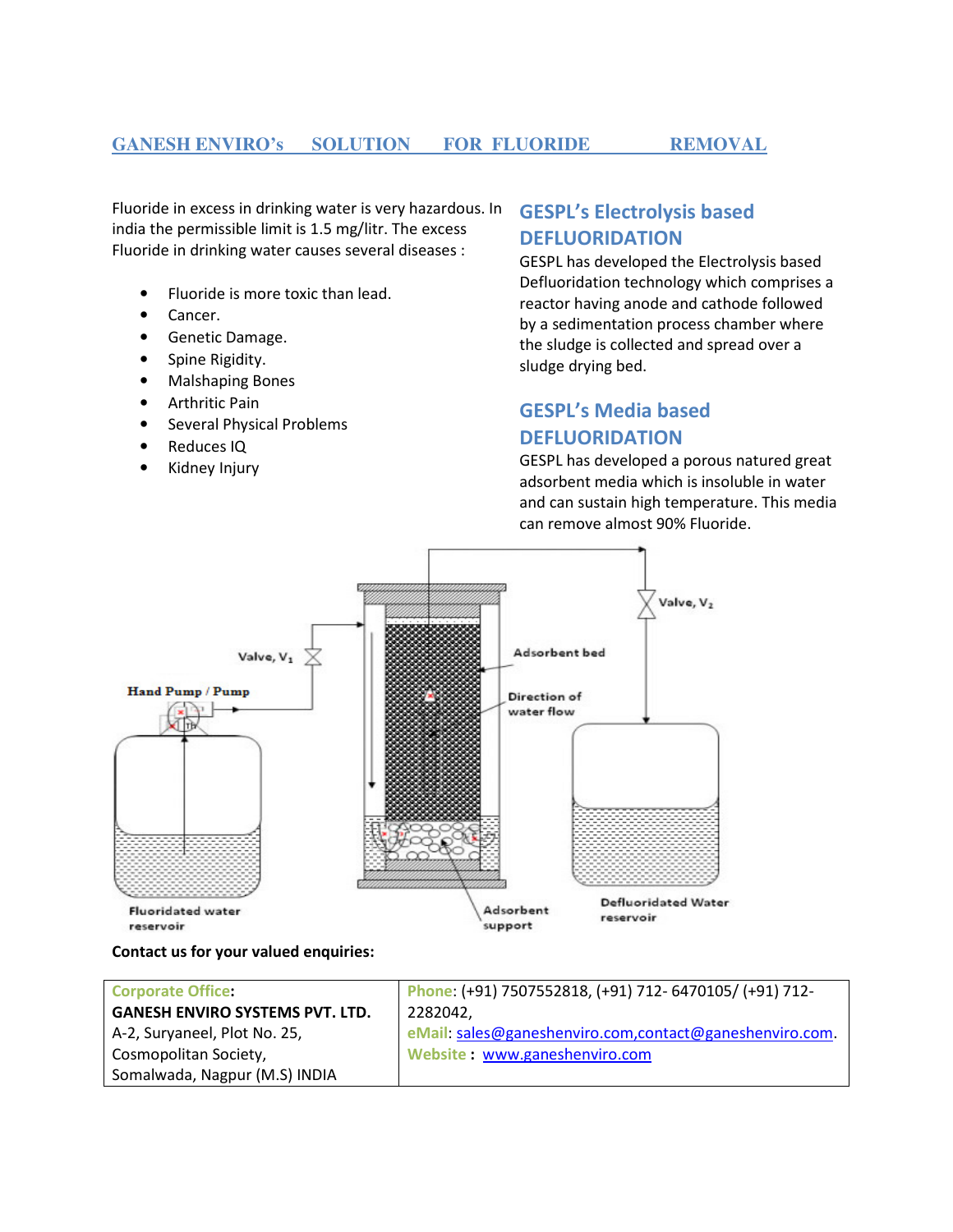## GANESH ENVIRO's SOLUTION FOR FLUORIDE REMOVAL

Fluoride in excess in drinking water is very hazardous. In india the permissible limit is 1.5 mg/litr. The excess Fluoride in drinking water causes several diseases :

- Fluoride is more toxic than lead.
- Cancer.
- Genetic Damage.
- Spine Rigidity.
- Malshaping Bones
- Arthritic Pain
- Several Physical Problems
- Reduces IQ
- Kidney Injury

### GESPL's Electrolysis based DEFLUORIDATION

GESPL has developed the Electrolysis based Defluoridation technology which comprises a reactor having anode and cathode followed by a sedimentation process chamber where the sludge is collected and spread over a sludge drying bed.

### GESPL's Media based DEFLUORIDATION

GESPL has developed a porous natured great adsorbent media which is insoluble in water and can sustain high temperature. This media can remove almost 90% Fluoride.

Valve, $V_2$

Adsorbent bed

Valve, $V_1$

Direction of water flow

Hand Pump / Pump

Fluoridated water reservoir

Adsorbent support

Defluoridated Water reservoir

**Contact us for your valued enquiries:**

| | |
|---|---|
| Corporate Office:<br>**GANESH ENVIRO SYSTEMS PVT. LTD.**<br>A-2, Suryaneel, Plot No. 25,<br>Cosmopolitan Society,<br>Somalwada, Nagpur (M.S) INDIA | Phone: (+91) 7507552818, (+91) 712- 6470105/ (+91) 712- 2282042,<br>eMail: sales@ganeshenviro.com,contact@ganeshenviro.com.<br>Website : www.ganeshenviro.com |